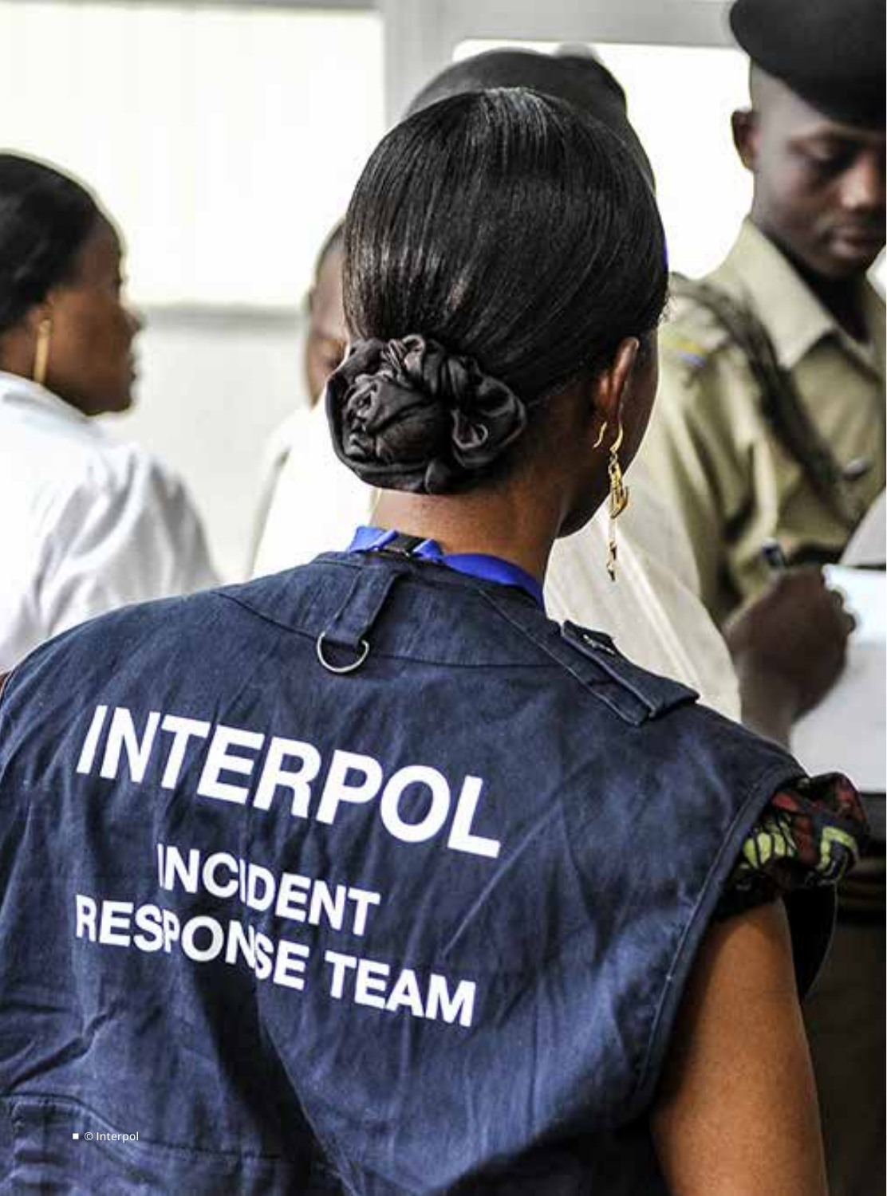© Interpol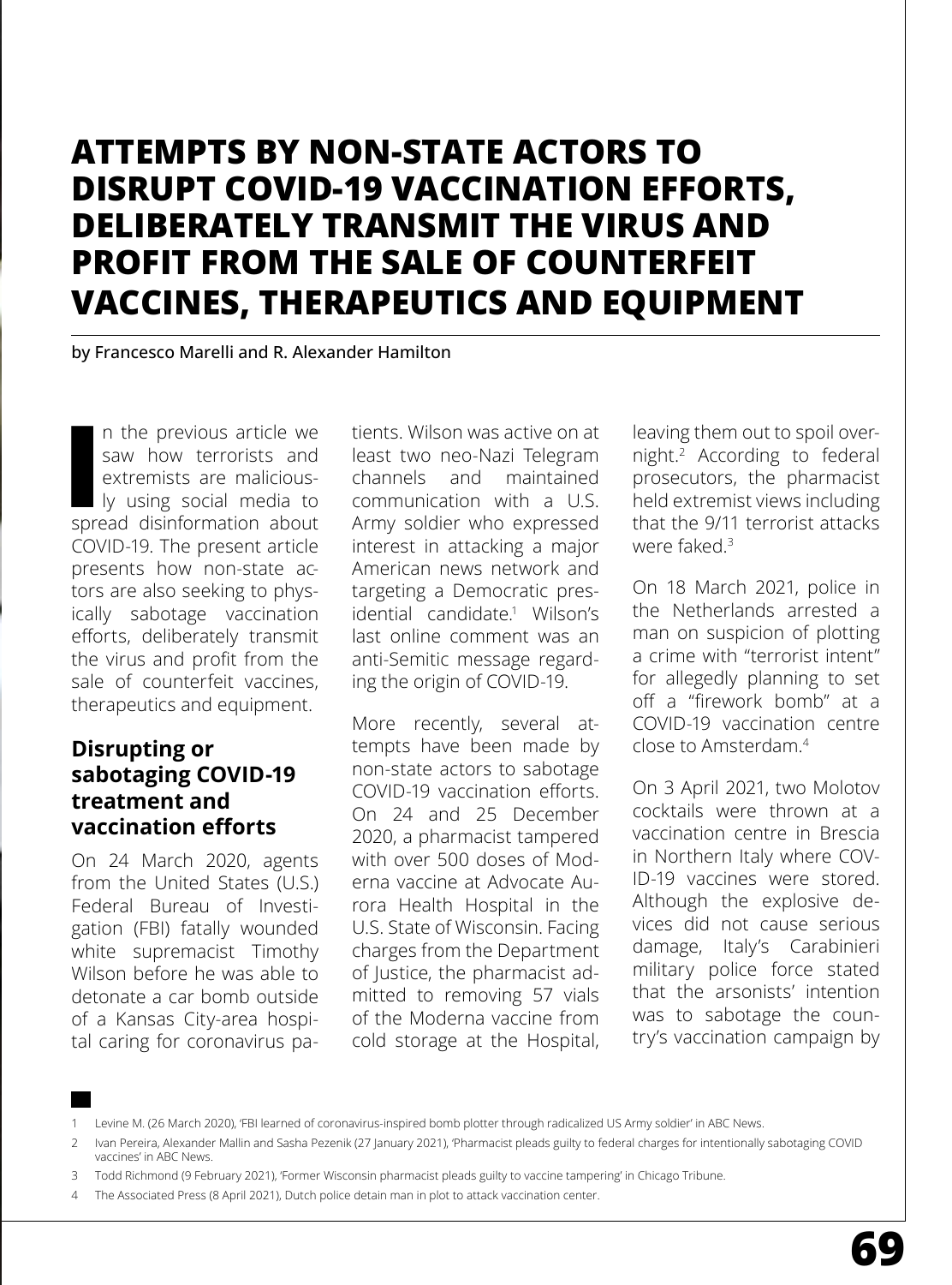# ATTEMPTS BY NON-STATE ACTORS TO DISRUPT COVID-19 VACCINATION EFFORTS, DELIBERATELY TRANSMIT THE VIRUS AND PROFIT FROM THE SALE OF COUNTERFEIT VACCINES, THERAPEUTICS AND EQUIPMENT

**by Francesco Marelli and R. Alexander Hamilton**

In the previous article we saw how terrorists and extremists are maliciously using social media to spread disinformation about COVID-19. The present article presents how non-state actors are also seeking to physically sabotage vaccination efforts, deliberately transmit the virus and profit from the sale of counterfeit vaccines, therapeutics and equipment.

## Disrupting or sabotaging COVID-19 treatment and vaccination efforts

On 24 March 2020, agents from the United States (U.S.) Federal Bureau of Investigation (FBI) fatally wounded white supremacist Timothy Wilson before he was able to detonate a car bomb outside of a Kansas City-area hospital caring for coronavirus patients. Wilson was active on at least two neo-Nazi Telegram channels and maintained communication with a U.S. Army soldier who expressed interest in attacking a major American news network and targeting a Democratic presidential candidate.[1] Wilson's last online comment was an anti-Semitic message regarding the origin of COVID-19.

More recently, several attempts have been made by non-state actors to sabotage COVID-19 vaccination efforts. On 24 and 25 December 2020, a pharmacist tampered with over 500 doses of Moderna vaccine at Advocate Aurora Health Hospital in the U.S. State of Wisconsin. Facing charges from the Department of Justice, the pharmacist admitted to removing 57 vials of the Moderna vaccine from cold storage at the Hospital, leaving them out to spoil overnight.[2] According to federal prosecutors, the pharmacist held extremist views including that the 9/11 terrorist attacks were faked.[3]

On 18 March 2021, police in the Netherlands arrested a man on suspicion of plotting a crime with "terrorist intent" for allegedly planning to set off a "firework bomb" at a COVID-19 vaccination centre close to Amsterdam.[4]

On 3 April 2021, two Molotov cocktails were thrown at a vaccination centre in Brescia in Northern Italy where COVID-19 vaccines were stored. Although the explosive devices did not cause serious damage, Italy's Carabinieri military police force stated that the arsonists' intention was to sabotage the country's vaccination campaign by

1 Levine M. (26 March 2020), 'FBI learned of coronavirus-inspired bomb plotter through radicalized US Army soldier' in ABC News.

2 Ivan Pereira, Alexander Mallin and Sasha Pezenik (27 January 2021), 'Pharmacist pleads guilty to federal charges for intentionally sabotaging COVID vaccines' in ABC News.

3 Todd Richmond (9 February 2021), 'Former Wisconsin pharmacist pleads guilty to vaccine tampering' in Chicago Tribune.

4 The Associated Press (8 April 2021), Dutch police detain man in plot to attack vaccination center.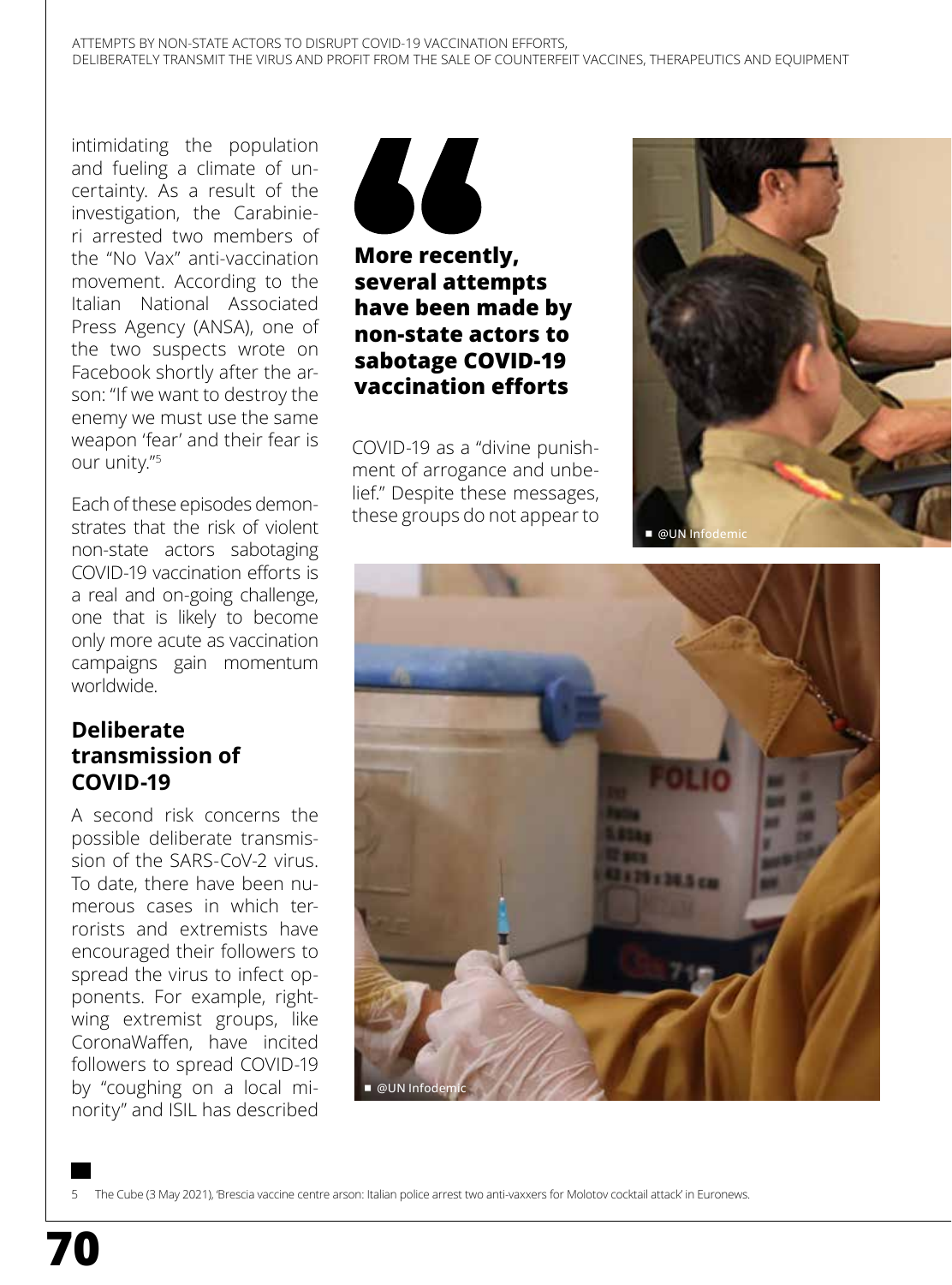intimidating the population and fueling a climate of uncertainty. As a result of the investigation, the Carabinieri arrested two members of the "No Vax" anti-vaccination movement. According to the Italian National Associated Press Agency (ANSA), one of the two suspects wrote on Facebook shortly after the arson: "If we want to destroy the enemy we must use the same weapon 'fear' and their fear is our unity."[5]

Each of these episodes demonstrates that the risk of violent non-state actors sabotaging COVID-19 vaccination efforts is a real and on-going challenge, one that is likely to become only more acute as vaccination campaigns gain momentum worldwide.

> **More recently, several attempts have been made by non-state actors to sabotage COVID-19 vaccination efforts**

## Deliberate transmission of COVID-19

A second risk concerns the possible deliberate transmission of the SARS-CoV-2 virus. To date, there have been numerous cases in which terrorists and extremists have encouraged their followers to spread the virus to infect opponents. For example, right-wing extremist groups, like CoronaWaffen, have incited followers to spread COVID-19 by "coughing on a local minority" and ISIL has described COVID-19 as a "divine punishment of arrogance and unbelief." Despite these messages, these groups do not appear to

@UN Infodemic

@UN Infodemic

5 The Cube (3 May 2021), 'Brescia vaccine centre arson: Italian police arrest two anti-vaxxers for Molotov cocktail attack' in Euronews.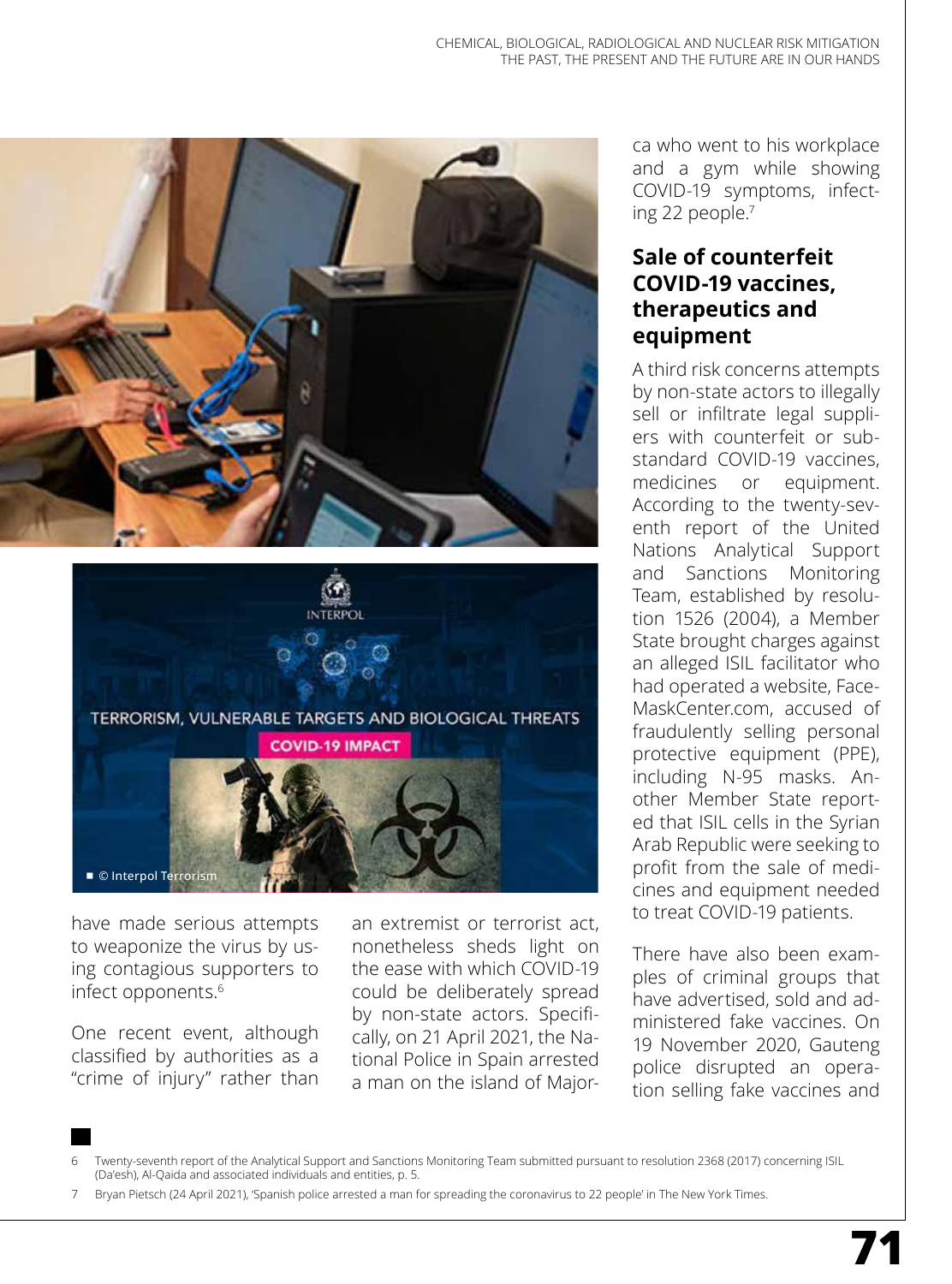© Interpol Terrorism

have made serious attempts to weaponize the virus by using contagious supporters to infect opponents.[6]

One recent event, although classified by authorities as a "crime of injury" rather than an extremist or terrorist act, nonetheless sheds light on the ease with which COVID-19 could be deliberately spread by non-state actors. Specifically, on 21 April 2021, the National Police in Spain arrested a man on the island of Majorca who went to his workplace and a gym while showing COVID-19 symptoms, infecting 22 people.[7]

## Sale of counterfeit COVID-19 vaccines, therapeutics and equipment

A third risk concerns attempts by non-state actors to illegally sell or infiltrate legal suppliers with counterfeit or substandard COVID-19 vaccines, medicines or equipment. According to the twenty-seventh report of the United Nations Analytical Support and Sanctions Monitoring Team, established by resolution 1526 (2004), a Member State brought charges against an alleged ISIL facilitator who had operated a website, FaceMaskCenter.com, accused of fraudulently selling personal protective equipment (PPE), including N-95 masks. Another Member State reported that ISIL cells in the Syrian Arab Republic were seeking to profit from the sale of medicines and equipment needed to treat COVID-19 patients.

There have also been examples of criminal groups that have advertised, sold and administered fake vaccines. On 19 November 2020, Gauteng police disrupted an operation selling fake vaccines and

6 Twenty-seventh report of the Analytical Support and Sanctions Monitoring Team submitted pursuant to resolution 2368 (2017) concerning ISIL (Da'esh), Al-Qaida and associated individuals and entities, p. 5.

7 Bryan Pietsch (24 April 2021), 'Spanish police arrested a man for spreading the coronavirus to 22 people' in The New York Times.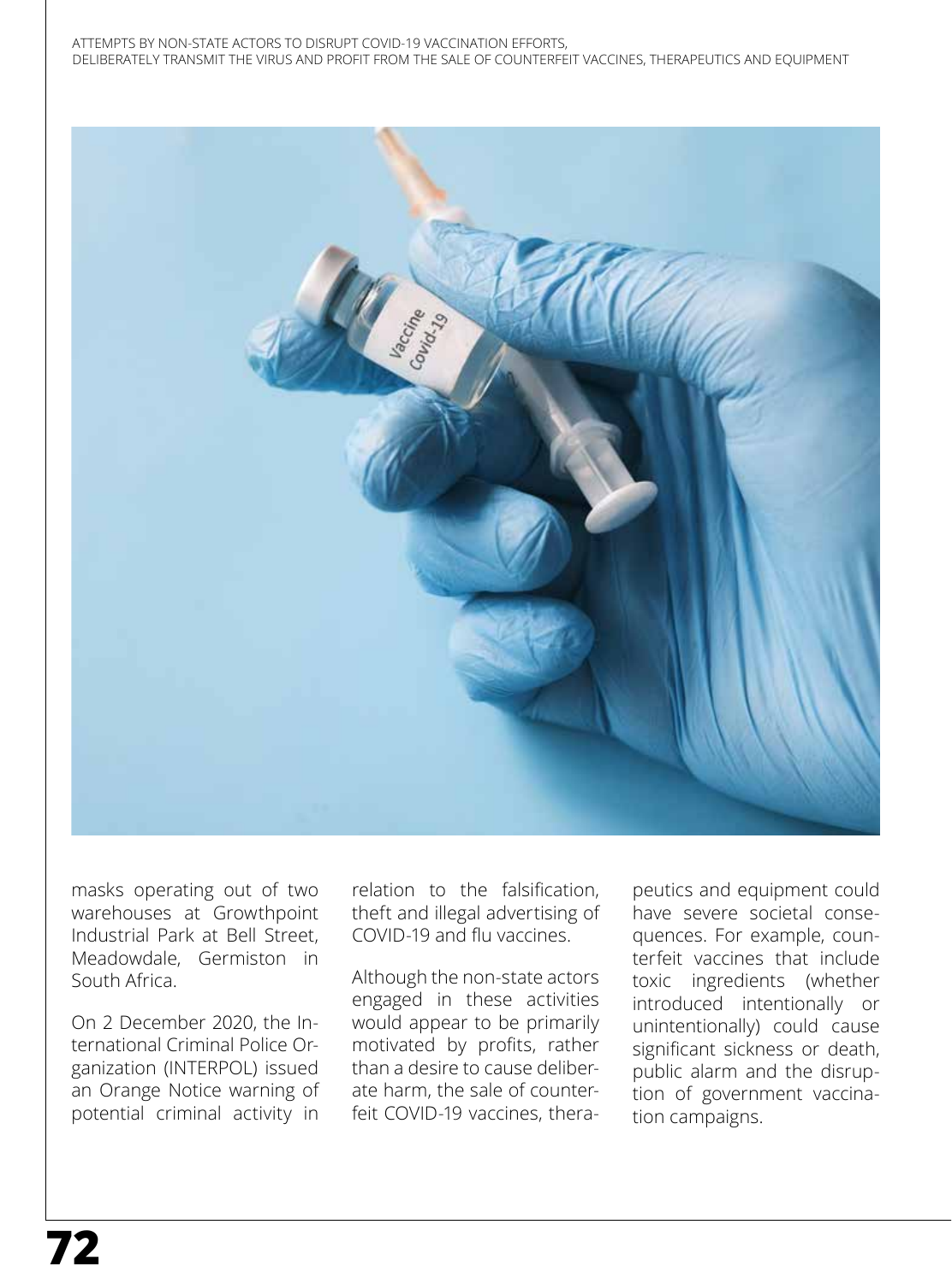masks operating out of two warehouses at Growthpoint Industrial Park at Bell Street, Meadowdale, Germiston in South Africa.

On 2 December 2020, the International Criminal Police Organization (INTERPOL) issued an Orange Notice warning of potential criminal activity in relation to the falsification, theft and illegal advertising of COVID-19 and flu vaccines.

Although the non-state actors engaged in these activities would appear to be primarily motivated by profits, rather than a desire to cause deliberate harm, the sale of counterfeit COVID-19 vaccines, therapeutics and equipment could have severe societal consequences. For example, counterfeit vaccines that include toxic ingredients (whether introduced intentionally or unintentionally) could cause significant sickness or death, public alarm and the disruption of government vaccination campaigns.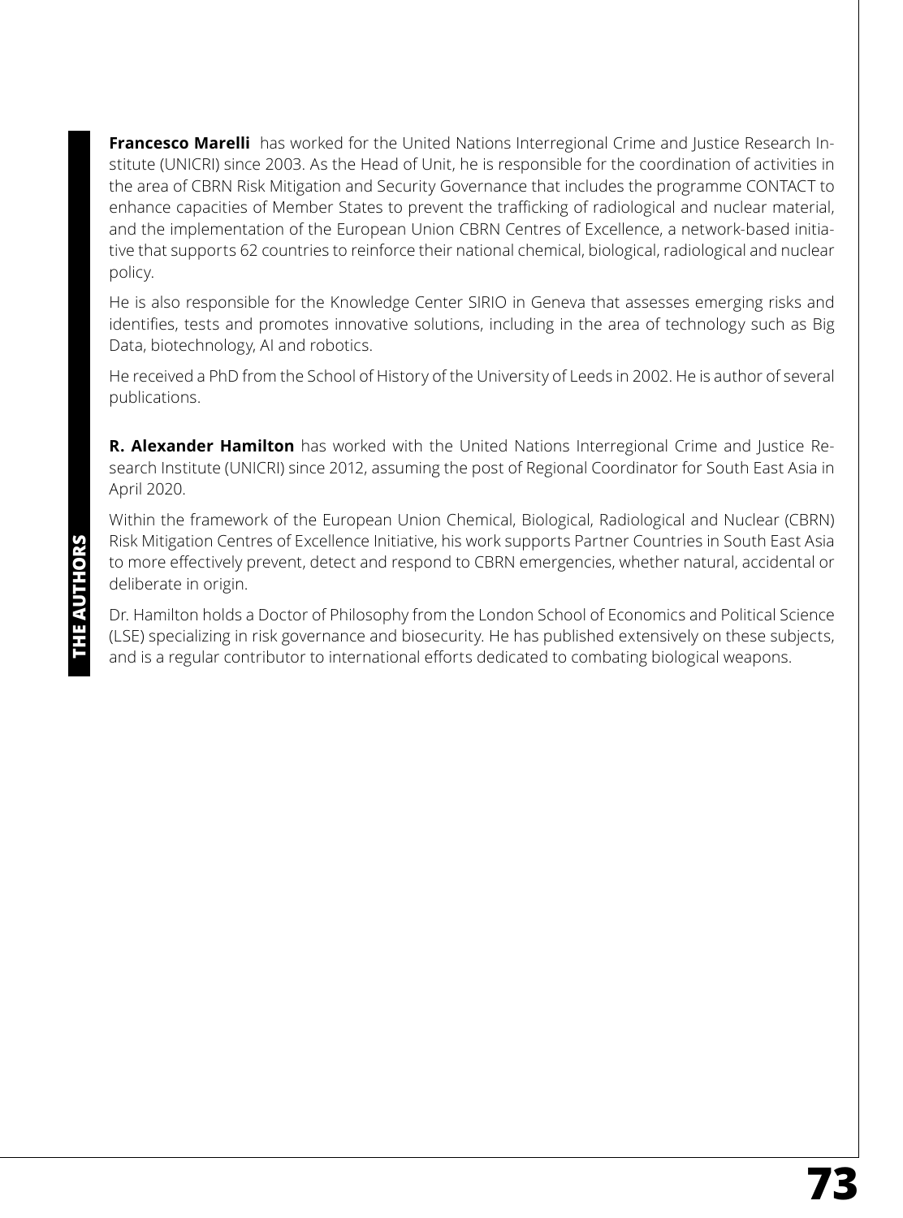**Francesco Marelli** has worked for the United Nations Interregional Crime and Justice Research Institute (UNICRI) since 2003. As the Head of Unit, he is responsible for the coordination of activities in the area of CBRN Risk Mitigation and Security Governance that includes the programme CONTACT to enhance capacities of Member States to prevent the trafficking of radiological and nuclear material, and the implementation of the European Union CBRN Centres of Excellence, a network-based initiative that supports 62 countries to reinforce their national chemical, biological, radiological and nuclear policy.

He is also responsible for the Knowledge Center SIRIO in Geneva that assesses emerging risks and identifies, tests and promotes innovative solutions, including in the area of technology such as Big Data, biotechnology, AI and robotics.

He received a PhD from the School of History of the University of Leeds in 2002. He is author of several publications.

**R. Alexander Hamilton** has worked with the United Nations Interregional Crime and Justice Research Institute (UNICRI) since 2012, assuming the post of Regional Coordinator for South East Asia in April 2020.

Within the framework of the European Union Chemical, Biological, Radiological and Nuclear (CBRN) Risk Mitigation Centres of Excellence Initiative, his work supports Partner Countries in South East Asia to more effectively prevent, detect and respond to CBRN emergencies, whether natural, accidental or deliberate in origin.

Dr. Hamilton holds a Doctor of Philosophy from the London School of Economics and Political Science (LSE) specializing in risk governance and biosecurity. He has published extensively on these subjects, and is a regular contributor to international efforts dedicated to combating biological weapons.